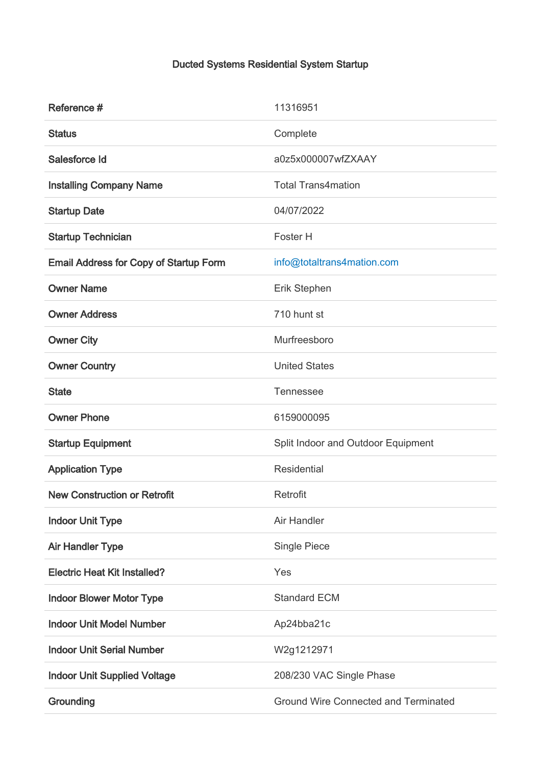# Ducted Systems Residential System Startup

| | |
|---|---|
| **Reference #** | 11316951 |
| **Status** | Complete |
| **Salesforce Id** | a0z5x000007wfZXAAY |
| **Installing Company Name** | Total Trans4mation |
| **Startup Date** | 04/07/2022 |
| **Startup Technician** | Foster H |
| **Email Address for Copy of Startup Form** | info@totaltrans4mation.com |
| **Owner Name** | Erik Stephen |
| **Owner Address** | 710 hunt st |
| **Owner City** | Murfreesboro |
| **Owner Country** | United States |
| **State** | Tennessee |
| **Owner Phone** | 6159000095 |
| **Startup Equipment** | Split Indoor and Outdoor Equipment |
| **Application Type** | Residential |
| **New Construction or Retrofit** | Retrofit |
| **Indoor Unit Type** | Air Handler |
| **Air Handler Type** | Single Piece |
| **Electric Heat Kit Installed?** | Yes |
| **Indoor Blower Motor Type** | Standard ECM |
| **Indoor Unit Model Number** | Ap24bba21c |
| **Indoor Unit Serial Number** | W2g1212971 |
| **Indoor Unit Supplied Voltage** | 208/230 VAC Single Phase |
| **Grounding** | Ground Wire Connected and Terminated |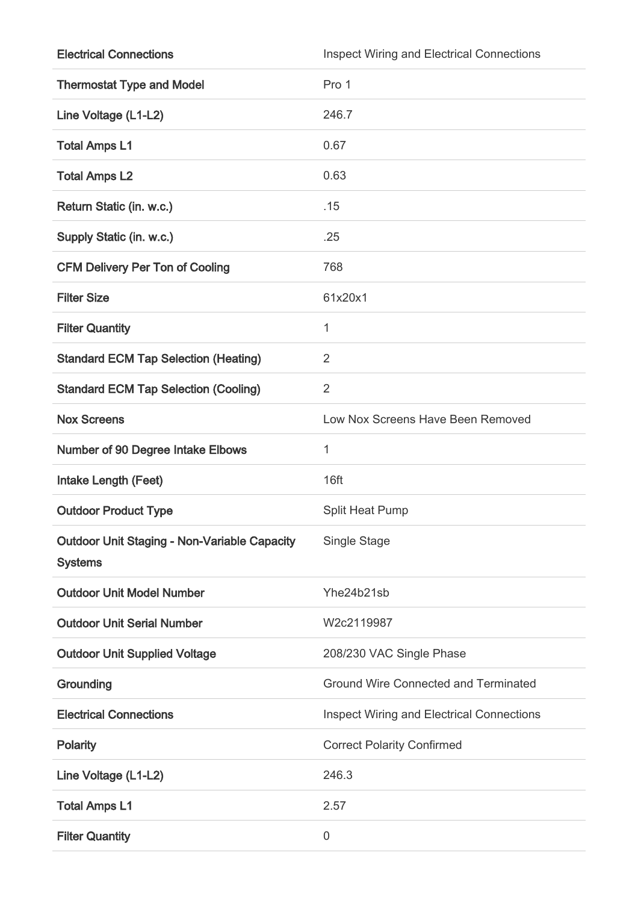| | |
|---|---|
| **Electrical Connections** | Inspect Wiring and Electrical Connections |
| **Thermostat Type and Model** | Pro 1 |
| **Line Voltage (L1-L2)** | 246.7 |
| **Total Amps L1** | 0.67 |
| **Total Amps L2** | 0.63 |
| **Return Static (in. w.c.)** | .15 |
| **Supply Static (in. w.c.)** | .25 |
| **CFM Delivery Per Ton of Cooling** | 768 |
| **Filter Size** | 61x20x1 |
| **Filter Quantity** | 1 |
| **Standard ECM Tap Selection (Heating)** | 2 |
| **Standard ECM Tap Selection (Cooling)** | 2 |
| **Nox Screens** | Low Nox Screens Have Been Removed |
| **Number of 90 Degree Intake Elbows** | 1 |
| **Intake Length (Feet)** | 16ft |
| **Outdoor Product Type** | Split Heat Pump |
| **Outdoor Unit Staging - Non-Variable Capacity Systems** | Single Stage |
| **Outdoor Unit Model Number** | Yhe24b21sb |
| **Outdoor Unit Serial Number** | W2c2119987 |
| **Outdoor Unit Supplied Voltage** | 208/230 VAC Single Phase |
| **Grounding** | Ground Wire Connected and Terminated |
| **Electrical Connections** | Inspect Wiring and Electrical Connections |
| **Polarity** | Correct Polarity Confirmed |
| **Line Voltage (L1-L2)** | 246.3 |
| **Total Amps L1** | 2.57 |
| **Filter Quantity** | 0 |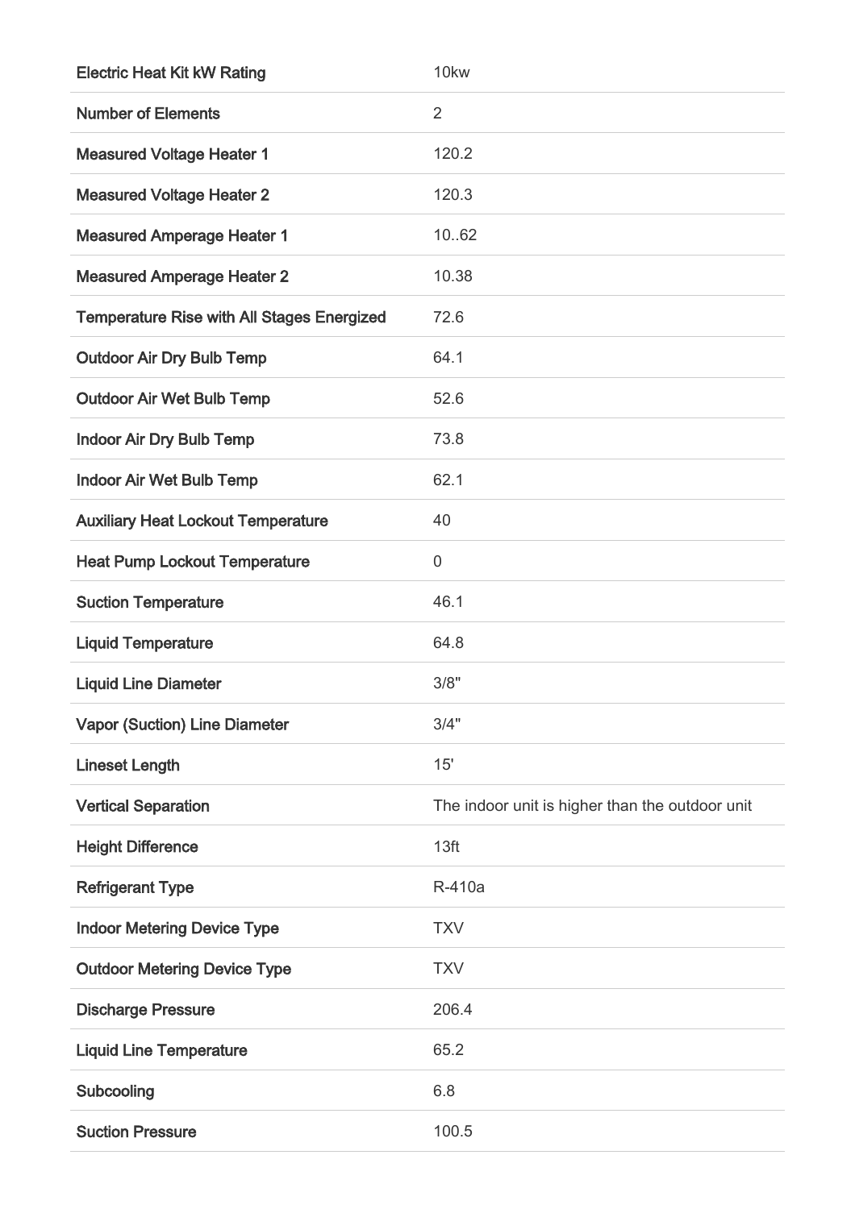| | |
|---|---|
| **Electric Heat Kit kW Rating** | 10kw |
| **Number of Elements** | 2 |
| **Measured Voltage Heater 1** | 120.2 |
| **Measured Voltage Heater 2** | 120.3 |
| **Measured Amperage Heater 1** | 10..62 |
| **Measured Amperage Heater 2** | 10.38 |
| **Temperature Rise with All Stages Energized** | 72.6 |
| **Outdoor Air Dry Bulb Temp** | 64.1 |
| **Outdoor Air Wet Bulb Temp** | 52.6 |
| **Indoor Air Dry Bulb Temp** | 73.8 |
| **Indoor Air Wet Bulb Temp** | 62.1 |
| **Auxiliary Heat Lockout Temperature** | 40 |
| **Heat Pump Lockout Temperature** | 0 |
| **Suction Temperature** | 46.1 |
| **Liquid Temperature** | 64.8 |
| **Liquid Line Diameter** | 3/8" |
| **Vapor (Suction) Line Diameter** | 3/4" |
| **Lineset Length** | 15' |
| **Vertical Separation** | The indoor unit is higher than the outdoor unit |
| **Height Difference** | 13ft |
| **Refrigerant Type** | R-410a |
| **Indoor Metering Device Type** | TXV |
| **Outdoor Metering Device Type** | TXV |
| **Discharge Pressure** | 206.4 |
| **Liquid Line Temperature** | 65.2 |
| **Subcooling** | 6.8 |
| **Suction Pressure** | 100.5 |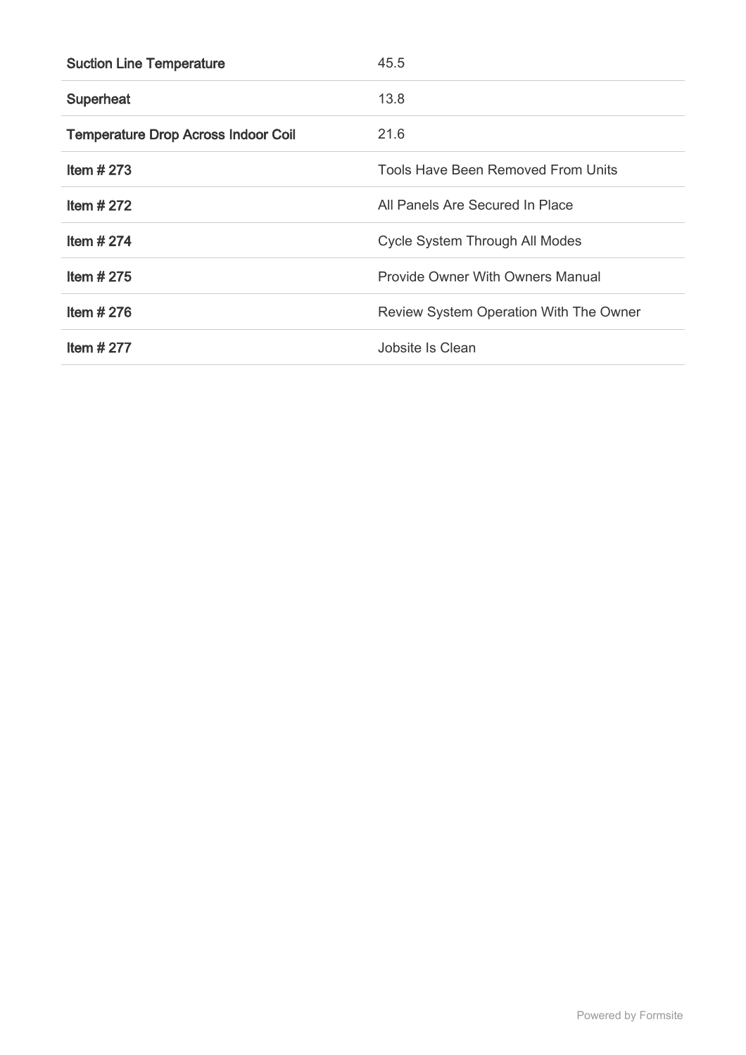| | |
|---|---|
| **Suction Line Temperature** | 45.5 |
| **Superheat** | 13.8 |
| **Temperature Drop Across Indoor Coil** | 21.6 |
| **Item # 273** | Tools Have Been Removed From Units |
| **Item # 272** | All Panels Are Secured In Place |
| **Item # 274** | Cycle System Through All Modes |
| **Item # 275** | Provide Owner With Owners Manual |
| **Item # 276** | Review System Operation With The Owner |
| **Item # 277** | Jobsite Is Clean |